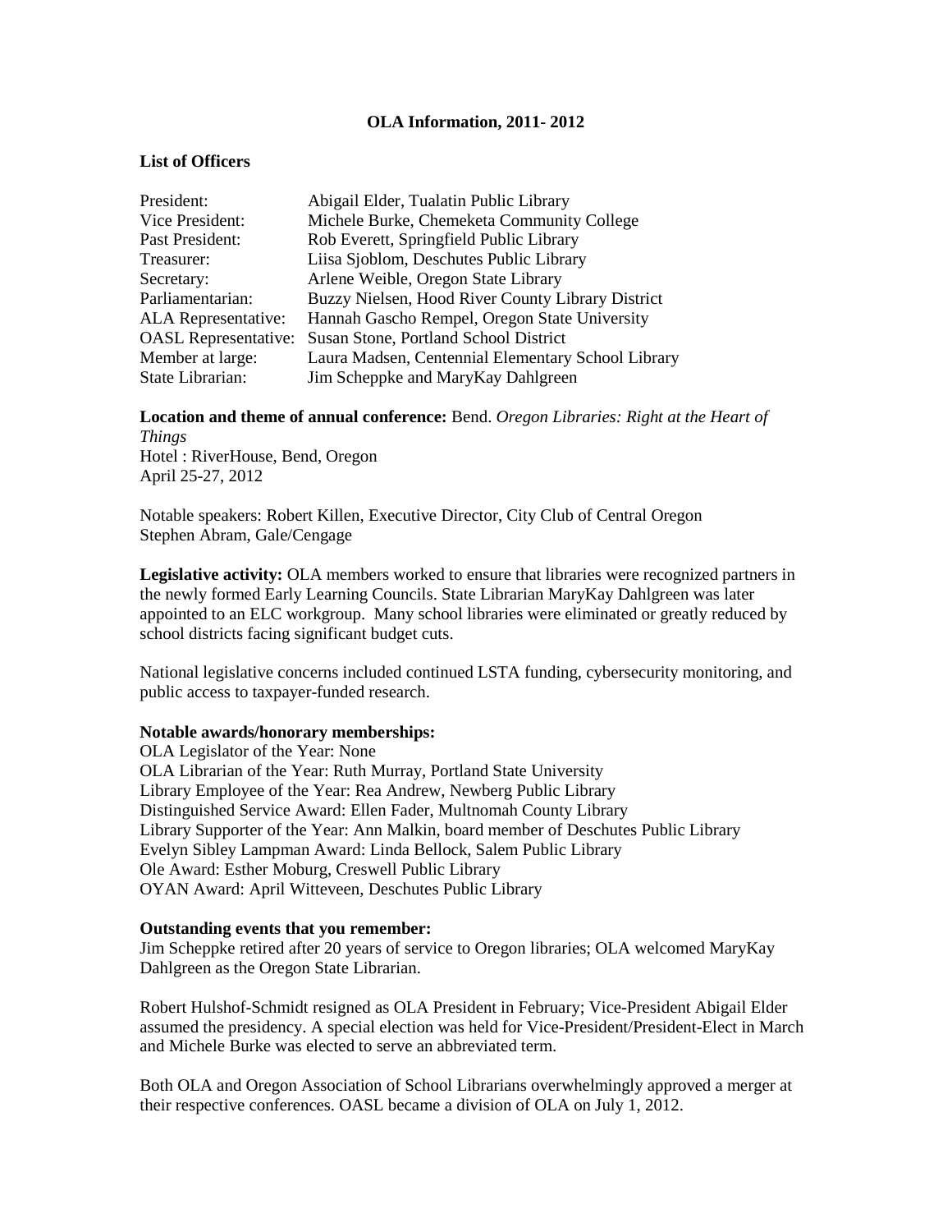# OLA Information, 2011- 2012

**List of Officers**

| | |
|---|---|
| President: | Abigail Elder, Tualatin Public Library |
| Vice President: | Michele Burke, Chemeketa Community College |
| Past President: | Rob Everett, Springfield Public Library |
| Treasurer: | Liisa Sjoblom, Deschutes Public Library |
| Secretary: | Arlene Weible, Oregon State Library |
| Parliamentarian: | Buzzy Nielsen, Hood River County Library District |
| ALA Representative: | Hannah Gascho Rempel, Oregon State University |
| OASL Representative: | Susan Stone, Portland School District |
| Member at large: | Laura Madsen, Centennial Elementary School Library |
| State Librarian: | Jim Scheppke and MaryKay Dahlgreen |

**Location and theme of annual conference:** Bend. *Oregon Libraries: Right at the Heart of Things*
Hotel : RiverHouse, Bend, Oregon
April 25-27, 2012

Notable speakers: Robert Killen, Executive Director, City Club of Central Oregon
Stephen Abram, Gale/Cengage

**Legislative activity:** OLA members worked to ensure that libraries were recognized partners in the newly formed Early Learning Councils. State Librarian MaryKay Dahlgreen was later appointed to an ELC workgroup. Many school libraries were eliminated or greatly reduced by school districts facing significant budget cuts.

National legislative concerns included continued LSTA funding, cybersecurity monitoring, and public access to taxpayer-funded research.

**Notable awards/honorary memberships:**
OLA Legislator of the Year: None
OLA Librarian of the Year: Ruth Murray, Portland State University
Library Employee of the Year: Rea Andrew, Newberg Public Library
Distinguished Service Award: Ellen Fader, Multnomah County Library
Library Supporter of the Year: Ann Malkin, board member of Deschutes Public Library
Evelyn Sibley Lampman Award: Linda Bellock, Salem Public Library
Ole Award: Esther Moburg, Creswell Public Library
OYAN Award: April Witteveen, Deschutes Public Library

**Outstanding events that you remember:**
Jim Scheppke retired after 20 years of service to Oregon libraries; OLA welcomed MaryKay Dahlgreen as the Oregon State Librarian.

Robert Hulshof-Schmidt resigned as OLA President in February; Vice-President Abigail Elder assumed the presidency. A special election was held for Vice-President/President-Elect in March and Michele Burke was elected to serve an abbreviated term.

Both OLA and Oregon Association of School Librarians overwhelmingly approved a merger at their respective conferences. OASL became a division of OLA on July 1, 2012.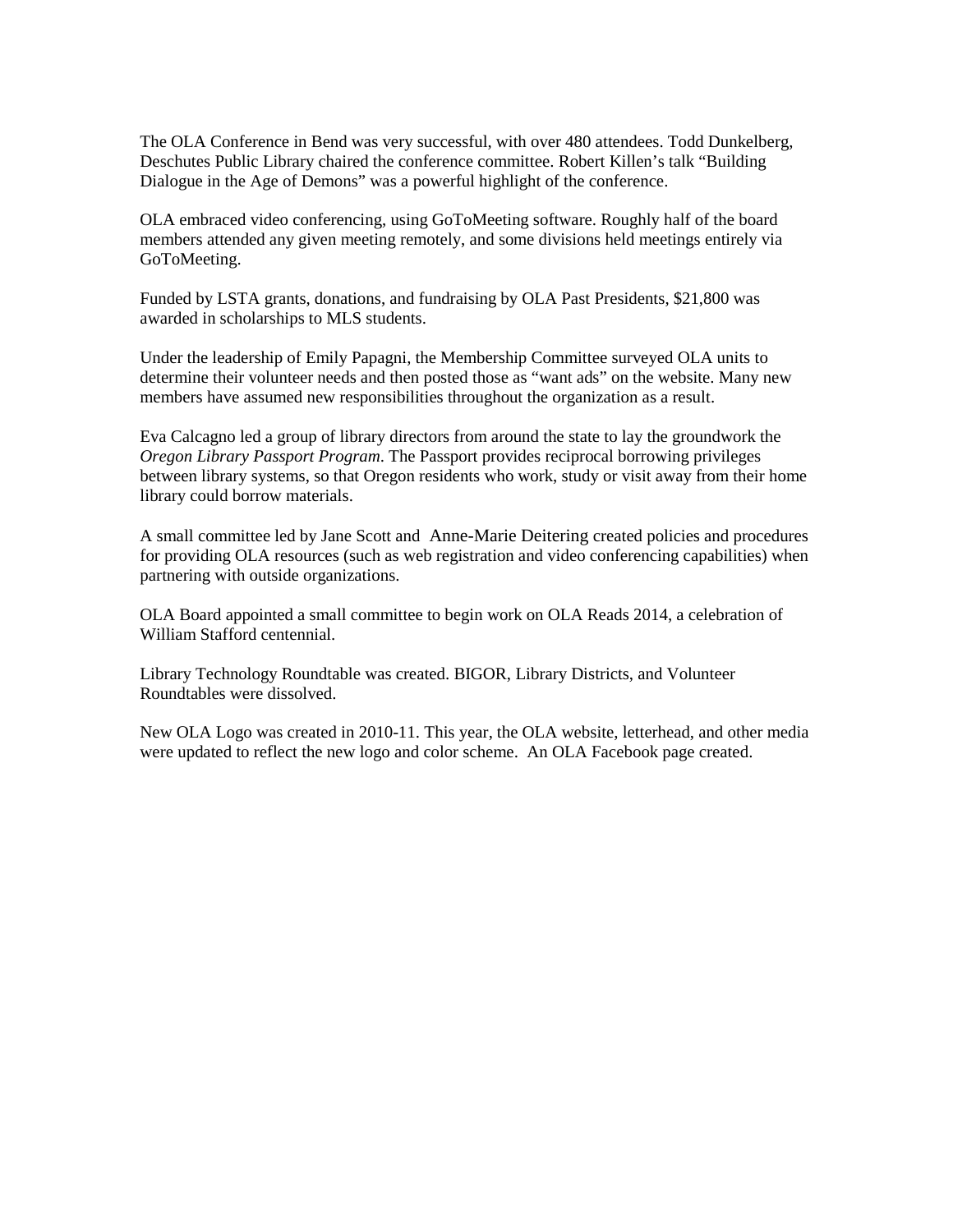The OLA Conference in Bend was very successful, with over 480 attendees. Todd Dunkelberg, Deschutes Public Library chaired the conference committee. Robert Killen's talk "Building Dialogue in the Age of Demons" was a powerful highlight of the conference.

OLA embraced video conferencing, using GoToMeeting software. Roughly half of the board members attended any given meeting remotely, and some divisions held meetings entirely via GoToMeeting.

Funded by LSTA grants, donations, and fundraising by OLA Past Presidents, $21,800 was awarded in scholarships to MLS students.

Under the leadership of Emily Papagni, the Membership Committee surveyed OLA units to determine their volunteer needs and then posted those as "want ads" on the website. Many new members have assumed new responsibilities throughout the organization as a result.

Eva Calcagno led a group of library directors from around the state to lay the groundwork the *Oregon Library Passport Program*. The Passport provides reciprocal borrowing privileges between library systems, so that Oregon residents who work, study or visit away from their home library could borrow materials.

A small committee led by Jane Scott and Anne-Marie Deitering created policies and procedures for providing OLA resources (such as web registration and video conferencing capabilities) when partnering with outside organizations.

OLA Board appointed a small committee to begin work on OLA Reads 2014, a celebration of William Stafford centennial.

Library Technology Roundtable was created. BIGOR, Library Districts, and Volunteer Roundtables were dissolved.

New OLA Logo was created in 2010-11. This year, the OLA website, letterhead, and other media were updated to reflect the new logo and color scheme. An OLA Facebook page created.